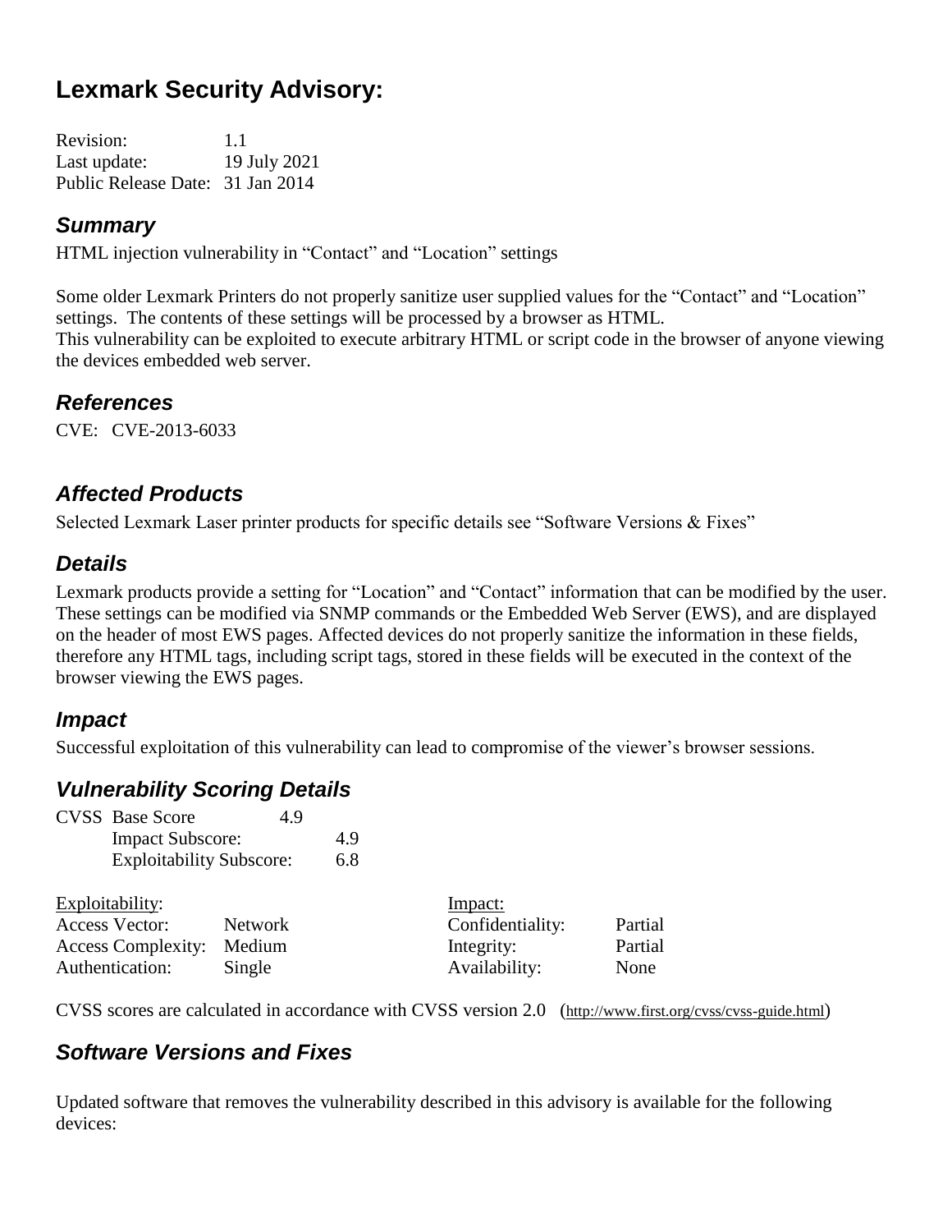# Lexmark Security Advisory:

Revision: 1.1
Last update: 19 July 2021
Public Release Date: 31 Jan 2014

## *Summary*

HTML injection vulnerability in "Contact" and "Location" settings

Some older Lexmark Printers do not properly sanitize user supplied values for the "Contact" and "Location" settings. The contents of these settings will be processed by a browser as HTML.
This vulnerability can be exploited to execute arbitrary HTML or script code in the browser of anyone viewing the devices embedded web server.

## *References*

CVE: CVE-2013-6033

## *Affected Products*

Selected Lexmark Laser printer products for specific details see "Software Versions & Fixes"

## *Details*

Lexmark products provide a setting for "Location" and "Contact" information that can be modified by the user. These settings can be modified via SNMP commands or the Embedded Web Server (EWS), and are displayed on the header of most EWS pages. Affected devices do not properly sanitize the information in these fields, therefore any HTML tags, including script tags, stored in these fields will be executed in the context of the browser viewing the EWS pages.

## *Impact*

Successful exploitation of this vulnerability can lead to compromise of the viewer's browser sessions.

## *Vulnerability Scoring Details*

CVSS Base Score 4.9
- Impact Subscore: 4.9
- Exploitability Subscore: 6.8

| Exploitability: | | Impact: | |
|---|---|---|---|
| Access Vector: | Network | Confidentiality: | Partial |
| Access Complexity: | Medium | Integrity: | Partial |
| Authentication: | Single | Availability: | None |

CVSS scores are calculated in accordance with CVSS version 2.0 (http://www.first.org/cvss/cvss-guide.html)

## *Software Versions and Fixes*

Updated software that removes the vulnerability described in this advisory is available for the following devices: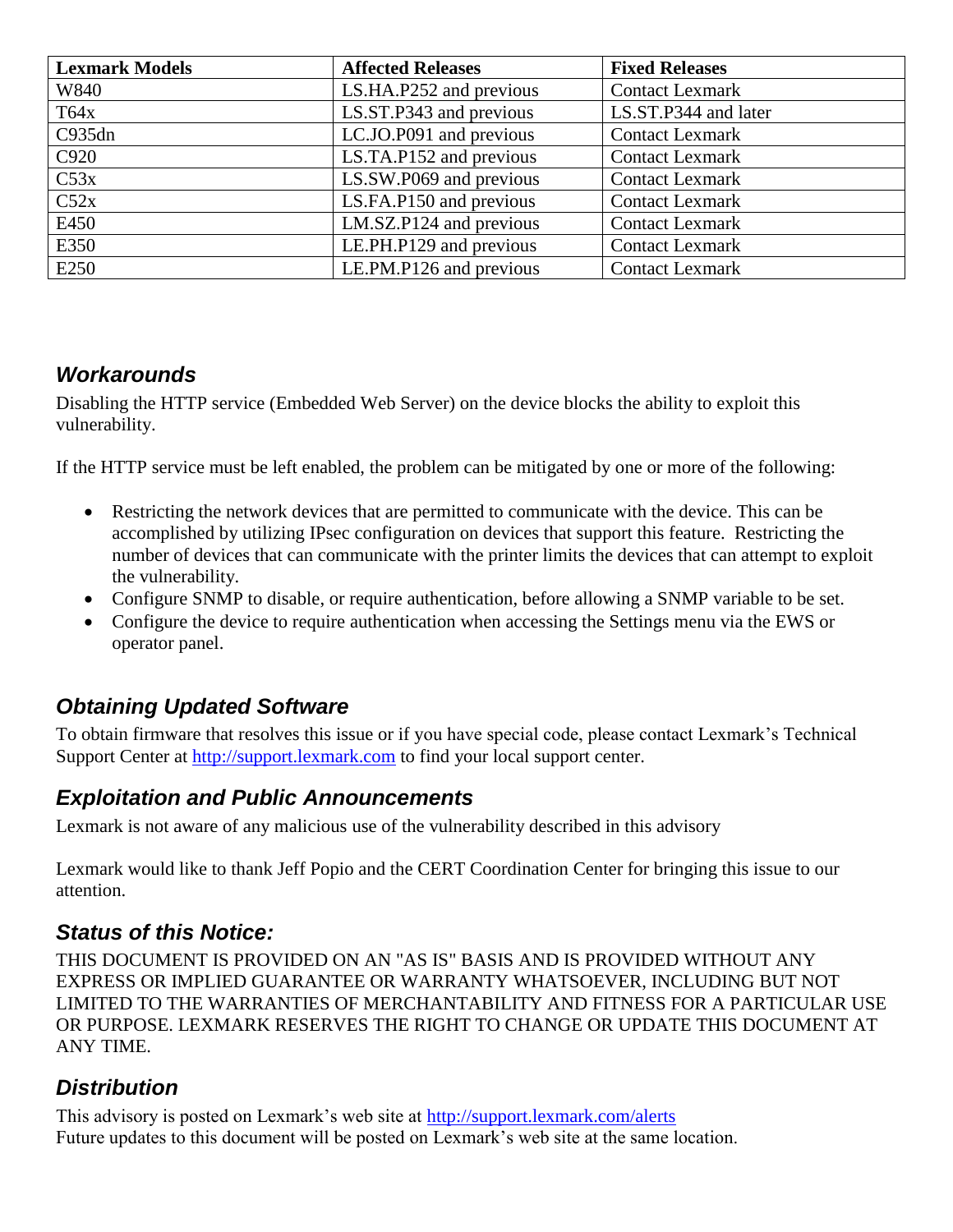| Lexmark Models | Affected Releases | Fixed Releases |
| --- | --- | --- |
| W840 | LS.HA.P252 and previous | Contact Lexmark |
| T64x | LS.ST.P343 and previous | LS.ST.P344 and later |
| C935dn | LC.JO.P091 and previous | Contact Lexmark |
| C920 | LS.TA.P152 and previous | Contact Lexmark |
| C53x | LS.SW.P069 and previous | Contact Lexmark |
| C52x | LS.FA.P150 and previous | Contact Lexmark |
| E450 | LM.SZ.P124 and previous | Contact Lexmark |
| E350 | LE.PH.P129 and previous | Contact Lexmark |
| E250 | LE.PM.P126 and previous | Contact Lexmark |

## *Workarounds*

Disabling the HTTP service (Embedded Web Server) on the device blocks the ability to exploit this vulnerability.

If the HTTP service must be left enabled, the problem can be mitigated by one or more of the following:

- Restricting the network devices that are permitted to communicate with the device. This can be accomplished by utilizing IPsec configuration on devices that support this feature. Restricting the number of devices that can communicate with the printer limits the devices that can attempt to exploit the vulnerability.
- Configure SNMP to disable, or require authentication, before allowing a SNMP variable to be set.
- Configure the device to require authentication when accessing the Settings menu via the EWS or operator panel.

## *Obtaining Updated Software*

To obtain firmware that resolves this issue or if you have special code, please contact Lexmark's Technical Support Center at http://support.lexmark.com to find your local support center.

## *Exploitation and Public Announcements*

Lexmark is not aware of any malicious use of the vulnerability described in this advisory

Lexmark would like to thank Jeff Popio and the CERT Coordination Center for bringing this issue to our attention.

## *Status of this Notice:*

THIS DOCUMENT IS PROVIDED ON AN "AS IS" BASIS AND IS PROVIDED WITHOUT ANY EXPRESS OR IMPLIED GUARANTEE OR WARRANTY WHATSOEVER, INCLUDING BUT NOT LIMITED TO THE WARRANTIES OF MERCHANTABILITY AND FITNESS FOR A PARTICULAR USE OR PURPOSE. LEXMARK RESERVES THE RIGHT TO CHANGE OR UPDATE THIS DOCUMENT AT ANY TIME.

## *Distribution*

This advisory is posted on Lexmark's web site at http://support.lexmark.com/alerts
Future updates to this document will be posted on Lexmark's web site at the same location.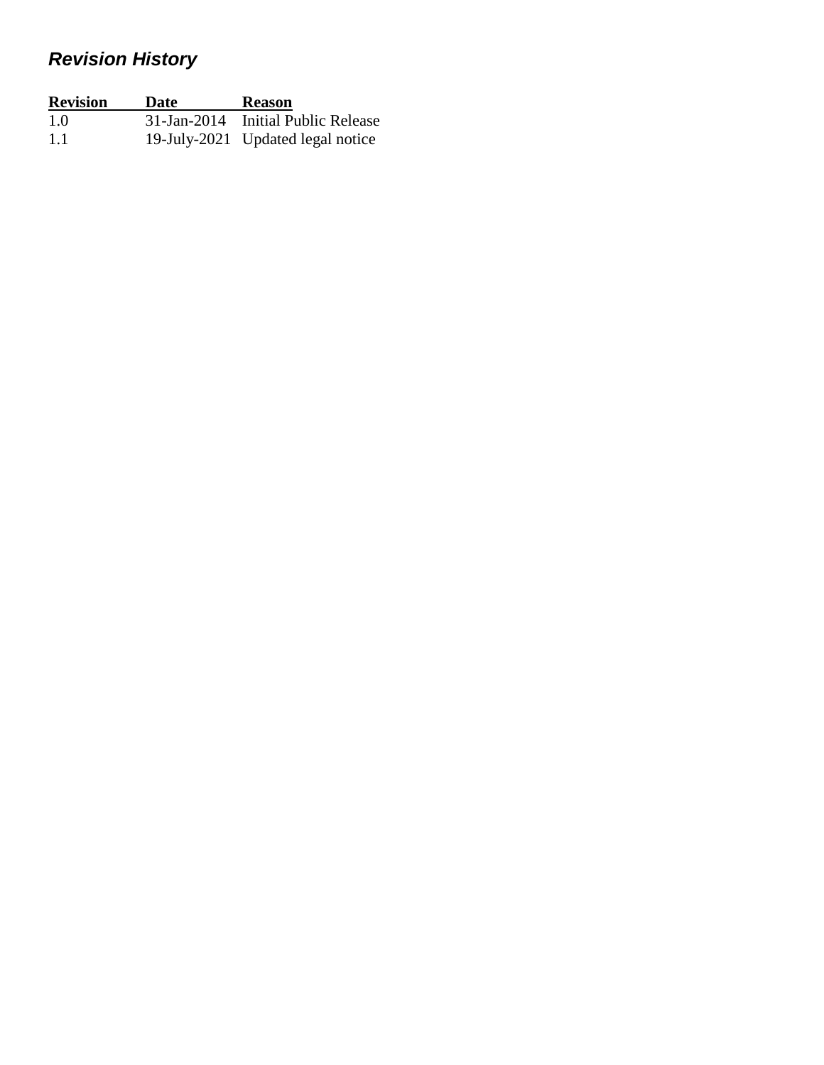## ***Revision History***

| Revision | Date | Reason |
| --- | --- | --- |
| 1.0 | 31-Jan-2014 | Initial Public Release |
| 1.1 | 19-July-2021 | Updated legal notice |